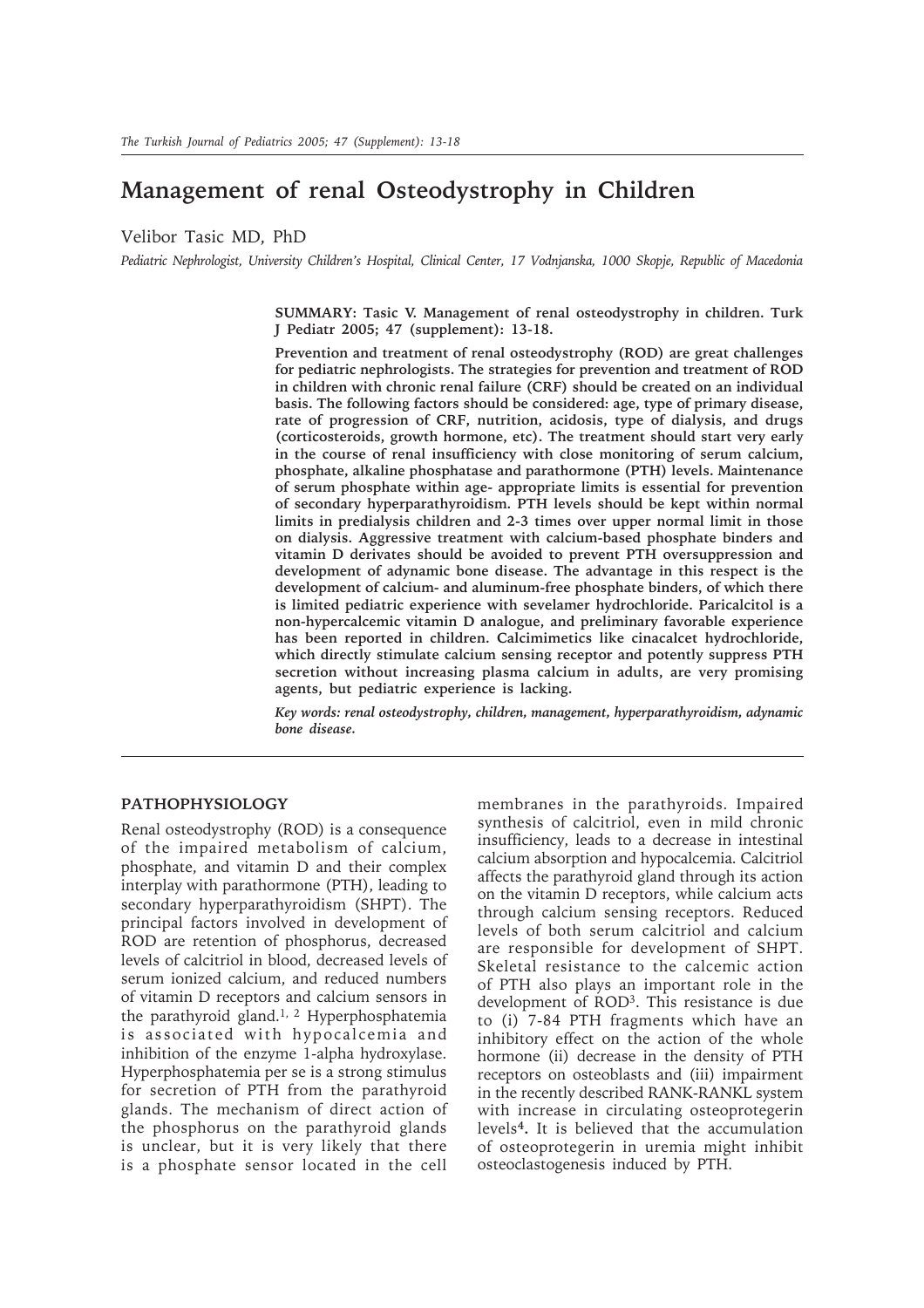# Management of renal Osteodystrophy in Children

Velibor Tasic MD, PhD

*Pediatric Nephrologist, University Children's Hospital, Clinical Center, 17 Vodnjanska, 1000 Skopje, Republic of Macedonia*

**SUMMARY: Tasic V. Management of renal osteodystrophy in children. Turk J Pediatr 2005; 47 (supplement): 13-18.**

**Prevention and treatment of renal osteodystrophy (ROD) are great challenges for pediatric nephrologists. The strategies for prevention and treatment of ROD in children with chronic renal failure (CRF) should be created on an individual basis. The following factors should be considered: age, type of primary disease, rate of progression of CRF, nutrition, acidosis, type of dialysis, and drugs (corticosteroids, growth hormone, etc). The treatment should start very early in the course of renal insufficiency with close monitoring of serum calcium, phosphate, alkaline phosphatase and parathormone (PTH) levels. Maintenance of serum phosphate within age- appropriate limits is essential for prevention of secondary hyperparathyroidism. PTH levels should be kept within normal limits in predialysis children and 2-3 times over upper normal limit in those on dialysis. Aggressive treatment with calcium-based phosphate binders and vitamin D derivates should be avoided to prevent PTH oversuppression and development of adynamic bone disease. The advantage in this respect is the development of calcium- and aluminum-free phosphate binders, of which there is limited pediatric experience with sevelamer hydrochloride. Paricalcitol is a non-hypercalcemic vitamin D analogue, and preliminary favorable experience has been reported in children. Calcimimetics like cinacalcet hydrochloride, which directly stimulate calcium sensing receptor and potently suppress PTH secretion without increasing plasma calcium in adults, are very promising agents, but pediatric experience is lacking.**

*Key words: renal osteodystrophy, children, management, hyperparathyroidism, adynamic bone disease.*

## PATHOPHYSIOLOGY

Renal osteodystrophy (ROD) is a consequence of the impaired metabolism of calcium, phosphate, and vitamin D and their complex interplay with parathormone (PTH), leading to secondary hyperparathyroidism (SHPT). The principal factors involved in development of ROD are retention of phosphorus, decreased levels of calcitriol in blood, decreased levels of serum ionized calcium, and reduced numbers of vitamin D receptors and calcium sensors in the parathyroid gland.[1, 2] Hyperphosphatemia is associated with hypocalcemia and inhibition of the enzyme 1-alpha hydroxylase. Hyperphosphatemia per se is a strong stimulus for secretion of PTH from the parathyroid glands. The mechanism of direct action of the phosphorus on the parathyroid glands is unclear, but it is very likely that there is a phosphate sensor located in the cell membranes in the parathyroids. Impaired synthesis of calcitriol, even in mild chronic insufficiency, leads to a decrease in intestinal calcium absorption and hypocalcemia. Calcitriol affects the parathyroid gland through its action on the vitamin D receptors, while calcium acts through calcium sensing receptors. Reduced levels of both serum calcitriol and calcium are responsible for development of SHPT. Skeletal resistance to the calcemic action of PTH also plays an important role in the development of ROD[3]. This resistance is due to (i) 7-84 PTH fragments which have an inhibitory effect on the action of the whole hormone (ii) decrease in the density of PTH receptors on osteoblasts and (iii) impairment in the recently described RANK-RANKL system with increase in circulating osteoprotegerin levels[4]. It is believed that the accumulation of osteoprotegerin in uremia might inhibit osteoclastogenesis induced by PTH.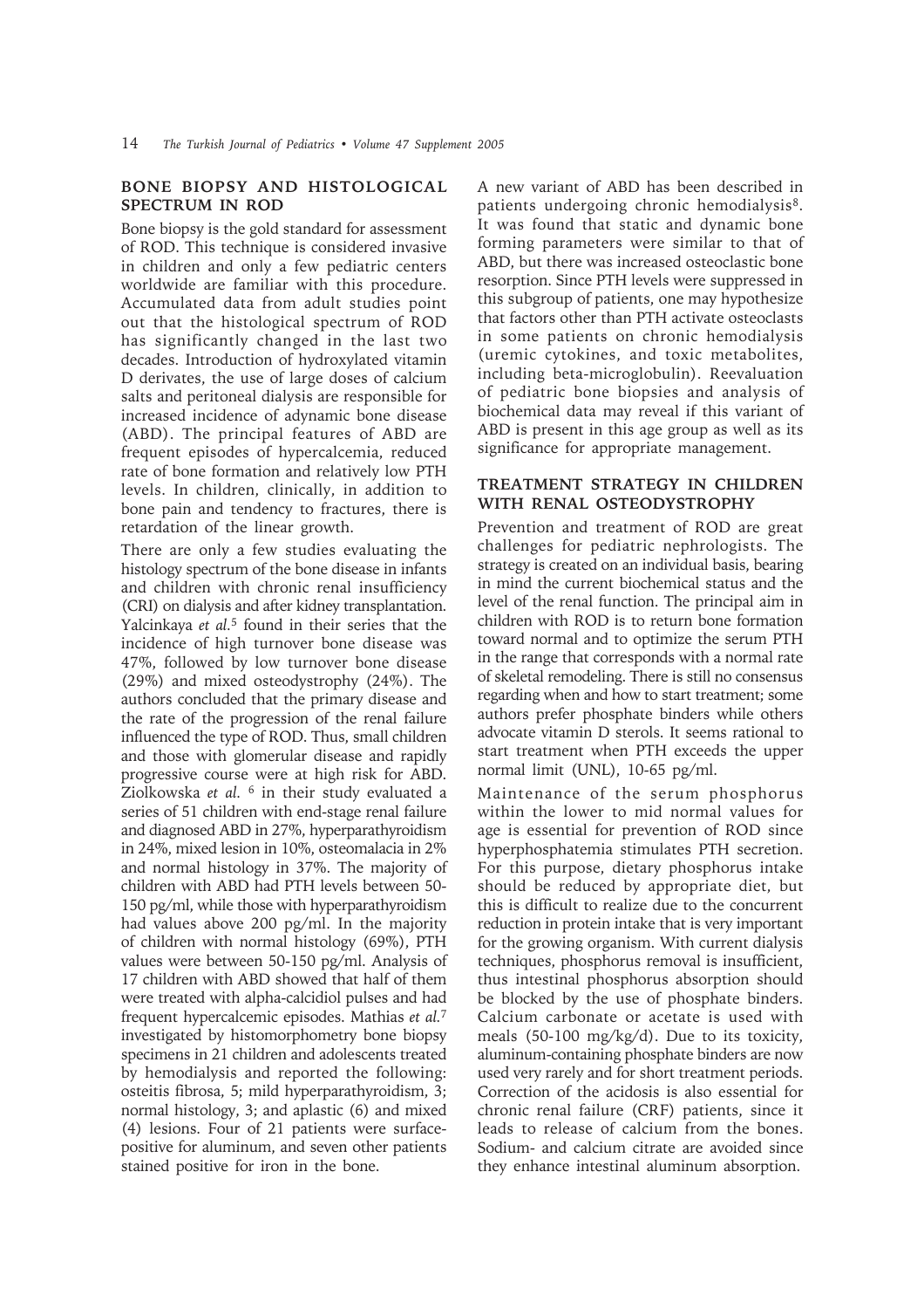## BONE BIOPSY AND HISTOLOGICAL SPECTRUM IN ROD

Bone biopsy is the gold standard for assessment of ROD. This technique is considered invasive in children and only a few pediatric centers worldwide are familiar with this procedure. Accumulated data from adult studies point out that the histological spectrum of ROD has significantly changed in the last two decades. Introduction of hydroxylated vitamin D derivates, the use of large doses of calcium salts and peritoneal dialysis are responsible for increased incidence of adynamic bone disease (ABD). The principal features of ABD are frequent episodes of hypercalcemia, reduced rate of bone formation and relatively low PTH levels. In children, clinically, in addition to bone pain and tendency to fractures, there is retardation of the linear growth.

There are only a few studies evaluating the histology spectrum of the bone disease in infants and children with chronic renal insufficiency (CRI) on dialysis and after kidney transplantation. Yalcinkaya *et al.*[5] found in their series that the incidence of high turnover bone disease was 47%, followed by low turnover bone disease (29%) and mixed osteodystrophy (24%). The authors concluded that the primary disease and the rate of the progression of the renal failure influenced the type of ROD. Thus, small children and those with glomerular disease and rapidly progressive course were at high risk for ABD. Ziolkowska *et al.* [6] in their study evaluated a series of 51 children with end-stage renal failure and diagnosed ABD in 27%, hyperparathyroidism in 24%, mixed lesion in 10%, osteomalacia in 2% and normal histology in 37%. The majority of children with ABD had PTH levels between 50-150 pg/ml, while those with hyperparathyroidism had values above 200 pg/ml. In the majority of children with normal histology (69%), PTH values were between 50-150 pg/ml. Analysis of 17 children with ABD showed that half of them were treated with alpha-calcidiol pulses and had frequent hypercalcemic episodes. Mathias *et al.*[7] investigated by histomorphometry bone biopsy specimens in 21 children and adolescents treated by hemodialysis and reported the following: osteitis fibrosa, 5; mild hyperparathyroidism, 3; normal histology, 3; and aplastic (6) and mixed (4) lesions. Four of 21 patients were surface-positive for aluminum, and seven other patients stained positive for iron in the bone.

A new variant of ABD has been described in patients undergoing chronic hemodialysis[8]. It was found that static and dynamic bone forming parameters were similar to that of ABD, but there was increased osteoclastic bone resorption. Since PTH levels were suppressed in this subgroup of patients, one may hypothesize that factors other than PTH activate osteoclasts in some patients on chronic hemodialysis (uremic cytokines, and toxic metabolites, including beta-microglobulin). Reevaluation of pediatric bone biopsies and analysis of biochemical data may reveal if this variant of ABD is present in this age group as well as its significance for appropriate management.

## TREATMENT STRATEGY IN CHILDREN WITH RENAL OSTEODYSTROPHY

Prevention and treatment of ROD are great challenges for pediatric nephrologists. The strategy is created on an individual basis, bearing in mind the current biochemical status and the level of the renal function. The principal aim in children with ROD is to return bone formation toward normal and to optimize the serum PTH in the range that corresponds with a normal rate of skeletal remodeling. There is still no consensus regarding when and how to start treatment; some authors prefer phosphate binders while others advocate vitamin D sterols. It seems rational to start treatment when PTH exceeds the upper normal limit (UNL), 10-65 pg/ml.

Maintenance of the serum phosphorus within the lower to mid normal values for age is essential for prevention of ROD since hyperphosphatemia stimulates PTH secretion. For this purpose, dietary phosphorus intake should be reduced by appropriate diet, but this is difficult to realize due to the concurrent reduction in protein intake that is very important for the growing organism. With current dialysis techniques, phosphorus removal is insufficient, thus intestinal phosphorus absorption should be blocked by the use of phosphate binders. Calcium carbonate or acetate is used with meals (50-100 mg/kg/d). Due to its toxicity, aluminum-containing phosphate binders are now used very rarely and for short treatment periods. Correction of the acidosis is also essential for chronic renal failure (CRF) patients, since it leads to release of calcium from the bones. Sodium- and calcium citrate are avoided since they enhance intestinal aluminum absorption.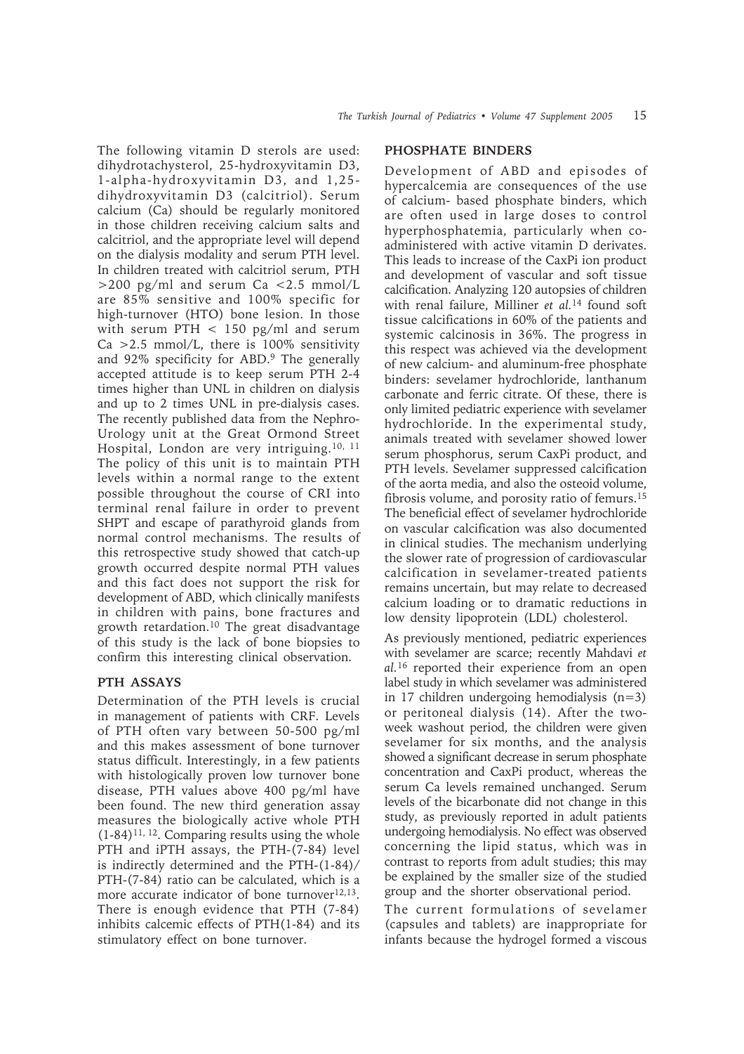The following vitamin D sterols are used: dihydrotachysterol, 25-hydroxyvitamin D3, 1-alpha-hydroxyvitamin D3, and 1,25-dihydroxyvitamin D3 (calcitriol). Serum calcium (Ca) should be regularly monitored in those children receiving calcium salts and calcitriol, and the appropriate level will depend on the dialysis modality and serum PTH level. In children treated with calcitriol serum, PTH >200 pg/ml and serum Ca <2.5 mmol/L are 85% sensitive and 100% specific for high-turnover (HTO) bone lesion. In those with serum PTH < 150 pg/ml and serum Ca >2.5 mmol/L, there is 100% sensitivity and 92% specificity for ABD.[9] The generally accepted attitude is to keep serum PTH 2-4 times higher than UNL in children on dialysis and up to 2 times UNL in pre-dialysis cases. The recently published data from the Nephro-Urology unit at the Great Ormond Street Hospital, London are very intriguing.[10, 11] The policy of this unit is to maintain PTH levels within a normal range to the extent possible throughout the course of CRI into terminal renal failure in order to prevent SHPT and escape of parathyroid glands from normal control mechanisms. The results of this retrospective study showed that catch-up growth occurred despite normal PTH values and this fact does not support the risk for development of ABD, which clinically manifests in children with pains, bone fractures and growth retardation.[10] The great disadvantage of this study is the lack of bone biopsies to confirm this interesting clinical observation.

## PTH ASSAYS

Determination of the PTH levels is crucial in management of patients with CRF. Levels of PTH often vary between 50-500 pg/ml and this makes assessment of bone turnover status difficult. Interestingly, in a few patients with histologically proven low turnover bone disease, PTH values above 400 pg/ml have been found. The new third generation assay measures the biologically active whole PTH (1-84)[11, 12]. Comparing results using the whole PTH and iPTH assays, the PTH-(7-84) level is indirectly determined and the PTH-(1-84)/PTH-(7-84) ratio can be calculated, which is a more accurate indicator of bone turnover[12,13]. There is enough evidence that PTH (7-84) inhibits calcemic effects of PTH(1-84) and its stimulatory effect on bone turnover.

## PHOSPHATE BINDERS

Development of ABD and episodes of hypercalcemia are consequences of the use of calcium- based phosphate binders, which are often used in large doses to control hyperphosphatemia, particularly when co-administered with active vitamin D derivates. This leads to increase of the CaxPi ion product and development of vascular and soft tissue calcification. Analyzing 120 autopsies of children with renal failure, Milliner *et al.*[14] found soft tissue calcifications in 60% of the patients and systemic calcinosis in 36%. The progress in this respect was achieved via the development of new calcium- and aluminum-free phosphate binders: sevelamer hydrochloride, lanthanum carbonate and ferric citrate. Of these, there is only limited pediatric experience with sevelamer hydrochloride. In the experimental study, animals treated with sevelamer showed lower serum phosphorus, serum CaxPi product, and PTH levels. Sevelamer suppressed calcification of the aorta media, and also the osteoid volume, fibrosis volume, and porosity ratio of femurs.[15] The beneficial effect of sevelamer hydrochloride on vascular calcification was also documented in clinical studies. The mechanism underlying the slower rate of progression of cardiovascular calcification in sevelamer-treated patients remains uncertain, but may relate to decreased calcium loading or to dramatic reductions in low density lipoprotein (LDL) cholesterol.

As previously mentioned, pediatric experiences with sevelamer are scarce; recently Mahdavi *et al.*[16] reported their experience from an open label study in which sevelamer was administered in 17 children undergoing hemodialysis (n=3) or peritoneal dialysis (14). After the two-week washout period, the children were given sevelamer for six months, and the analysis showed a significant decrease in serum phosphate concentration and CaxPi product, whereas the serum Ca levels remained unchanged. Serum levels of the bicarbonate did not change in this study, as previously reported in adult patients undergoing hemodialysis. No effect was observed concerning the lipid status, which was in contrast to reports from adult studies; this may be explained by the smaller size of the studied group and the shorter observational period.

The current formulations of sevelamer (capsules and tablets) are inappropriate for infants because the hydrogel formed a viscous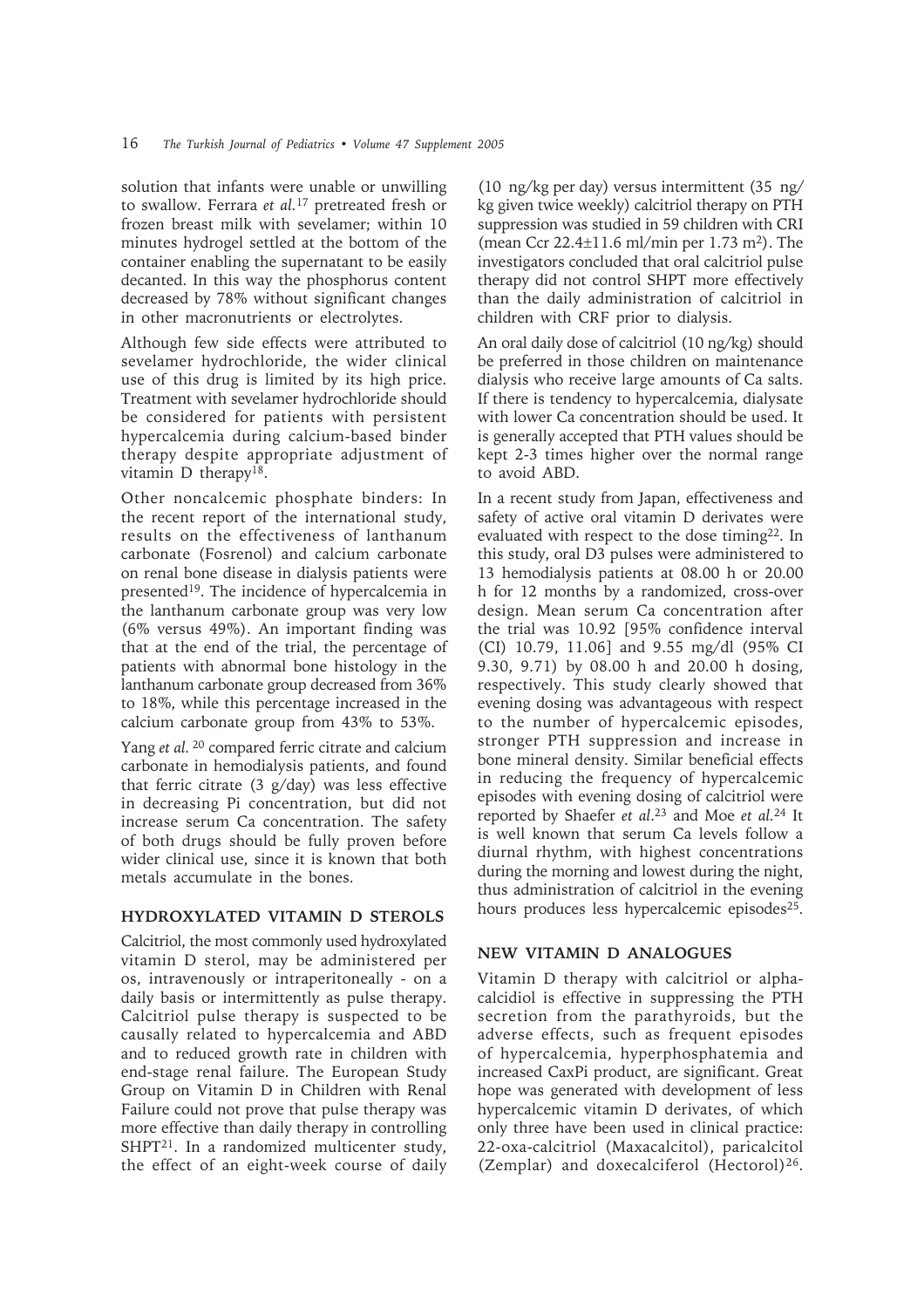solution that infants were unable or unwilling to swallow. Ferrara *et al.*[17] pretreated fresh or frozen breast milk with sevelamer; within 10 minutes hydrogel settled at the bottom of the container enabling the supernatant to be easily decanted. In this way the phosphorus content decreased by 78% without significant changes in other macronutrients or electrolytes.

Although few side effects were attributed to sevelamer hydrochloride, the wider clinical use of this drug is limited by its high price. Treatment with sevelamer hydrochloride should be considered for patients with persistent hypercalcemia during calcium-based binder therapy despite appropriate adjustment of vitamin D therapy[18].

Other noncalcemic phosphate binders: In the recent report of the international study, results on the effectiveness of lanthanum carbonate (Fosrenol) and calcium carbonate on renal bone disease in dialysis patients were presented[19]. The incidence of hypercalcemia in the lanthanum carbonate group was very low (6% versus 49%). An important finding was that at the end of the trial, the percentage of patients with abnormal bone histology in the lanthanum carbonate group decreased from 36% to 18%, while this percentage increased in the calcium carbonate group from 43% to 53%.

Yang *et al.*[20] compared ferric citrate and calcium carbonate in hemodialysis patients, and found that ferric citrate (3 g/day) was less effective in decreasing Pi concentration, but did not increase serum Ca concentration. The safety of both drugs should be fully proven before wider clinical use, since it is known that both metals accumulate in the bones.

## HYDROXYLATED VITAMIN D STEROLS

Calcitriol, the most commonly used hydroxylated vitamin D sterol, may be administered per os, intravenously or intraperitoneally - on a daily basis or intermittently as pulse therapy. Calcitriol pulse therapy is suspected to be causally related to hypercalemia and ABD and to reduced growth rate in children with end-stage renal failure. The European Study Group on Vitamin D in Children with Renal Failure could not prove that pulse therapy was more effective than daily therapy in controlling SHPT[21]. In a randomized multicenter study, the effect of an eight-week course of daily (10 ng/kg per day) versus intermittent (35 ng/kg given twice weekly) calcitriol therapy on PTH suppression was studied in 59 children with CRI (mean Ccr 22.4±11.6 ml/min per 1.73 $m^2$). The investigators concluded that oral calcitriol pulse therapy did not control SHPT more effectively than the daily administration of calcitriol in children with CRF prior to dialysis.

An oral daily dose of calcitriol (10 ng/kg) should be preferred in those children on maintenance dialysis who receive large amounts of Ca salts. If there is tendency to hypercalcemia, dialysate with lower Ca concentration should be used. It is generally accepted that PTH values should be kept 2-3 times higher over the normal range to avoid ABD.

In a recent study from Japan, effectiveness and safety of active oral vitamin D derivates were evaluated with respect to the dose timing[22]. In this study, oral D3 pulses were administered to 13 hemodialysis patients at 08.00 h or 20.00 h for 12 months by a randomized, cross-over design. Mean serum Ca concentration after the trial was 10.92 [95% confidence interval (CI) 10.79, 11.06] and 9.55 mg/dl (95% CI 9.30, 9.71) by 08.00 h and 20.00 h dosing, respectively. This study clearly showed that evening dosing was advantageous with respect to the number of hypercalcemic episodes, stronger PTH suppression and increase in bone mineral density. Similar beneficial effects in reducing the frequency of hypercalcemic episodes with evening dosing of calcitriol were reported by Shaefer *et al.*[23] and Moe *et al.*[24] It is well known that serum Ca levels follow a diurnal rhythm, with highest concentrations during the morning and lowest during the night, thus administration of calcitriol in the evening hours produces less hypercalcemic episodes[25].

## NEW VITAMIN D ANALOGUES

Vitamin D therapy with calcitriol or alpha-calcidiol is effective in suppressing the PTH secretion from the parathyroids, but the adverse effects, such as frequent episodes of hypercalcemia, hyperphosphatemia and increased CaxPi product, are significant. Great hope was generated with development of less hypercalcemic vitamin D derivates, of which only three have been used in clinical practice: 22-oxa-calcitriol (Maxacalcitol), paricalcitol (Zemplar) and doxecalciferol (Hectorol)[26].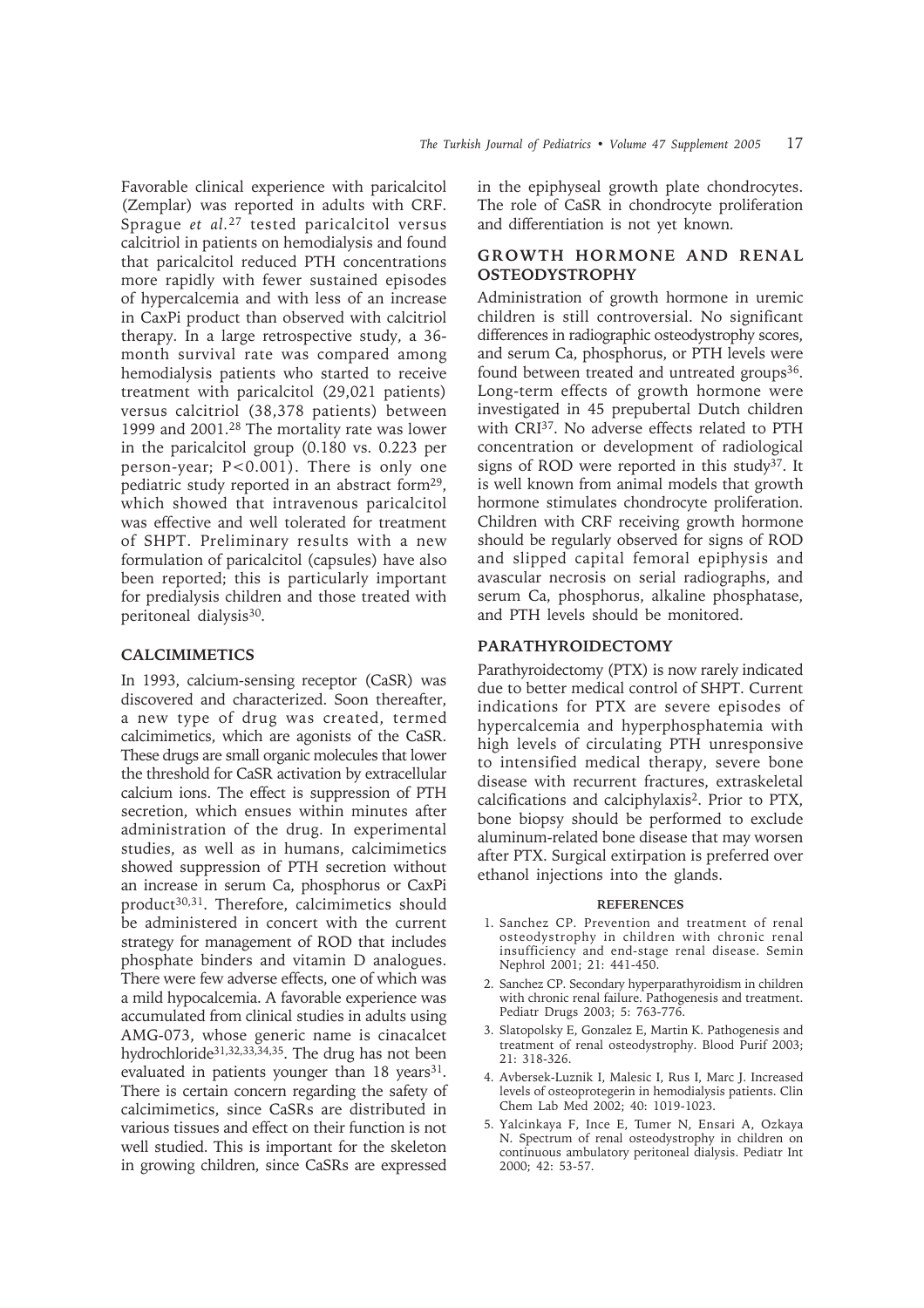Favorable clinical experience with paricalcitol (Zemplar) was reported in adults with CRF. Sprague *et al.*[27] tested paricalcitol versus calcitriol in patients on hemodialysis and found that paricalcitol reduced PTH concentrations more rapidly with fewer sustained episodes of hypercalcemia and with less of an increase in CaxPi product than observed with calcitriol therapy. In a large retrospective study, a 36-month survival rate was compared among hemodialysis patients who started to receive treatment with paricalcitol (29,021 patients) versus calcitriol (38,378 patients) between 1999 and 2001.[28] The mortality rate was lower in the paricalcitol group (0.180 vs. 0.223 per person-year; $P<0.001$). There is only one pediatric study reported in an abstract form[29], which showed that intravenous paricalcitol was effective and well tolerated for treatment of SHPT. Preliminary results with a new formulation of paricalcitol (capsules) have also been reported; this is particularly important for predialysis children and those treated with peritoneal dialysis[30].

## CALCIMIMETICS

In 1993, calcium-sensing receptor (CaSR) was discovered and characterized. Soon thereafter, a new type of drug was created, termed calcimimetics, which are agonists of the CaSR. These drugs are small organic molecules that lower the threshold for CaSR activation by extracellular calcium ions. The effect is suppression of PTH secretion, which ensues within minutes after administration of the drug. In experimental studies, as well as in humans, calcimimetics showed suppression of PTH secretion without an increase in serum Ca, phosphorus or CaxPi product[30,31]. Therefore, calcimimetics should be administered in concert with the current strategy for management of ROD that includes phosphate binders and vitamin D analogues. There were few adverse effects, one of which was a mild hypocalcemia. A favorable experience was accumulated from clinical studies in adults using AMG-073, whose generic name is cinacalcet hydrochloride[31,32,33,34,35]. The drug has not been evaluated in patients younger than 18 years[31]. There is certain concern regarding the safety of calcimimetics, since CaSRs are distributed in various tissues and effect on their function is not well studied. This is important for the skeleton in growing children, since CaSRs are expressed in the epiphyseal growth plate chondrocytes. The role of CaSR in chondrocyte proliferation and differentiation is not yet known.

## GROWTH HORMONE AND RENAL OSTEODYSTROPHY

Administration of growth hormone in uremic children is still controversial. No significant differences in radiographic osteodystrophy scores, and serum Ca, phosphorus, or PTH levels were found between treated and untreated groups[36]. Long-term effects of growth hormone were investigated in 45 prepubertal Dutch children with CRI[37]. No adverse effects related to PTH concentration or development of radiological signs of ROD were reported in this study[37]. It is well known from animal models that growth hormone stimulates chondrocyte proliferation. Children with CRF receiving growth hormone should be regularly observed for signs of ROD and slipped capital femoral epiphysis and avascular necrosis on serial radiographs, and serum Ca, phosphorus, alkaline phosphatase, and PTH levels should be monitored.

## PARATHYROIDECTOMY

Parathyroidectomy (PTX) is now rarely indicated due to better medical control of SHPT. Current indications for PTX are severe episodes of hypercalcemia and hyperphosphatemia with high levels of circulating PTH unresponsive to intensified medical therapy, severe bone disease with recurrent fractures, extraskeletal calcifications and calciphylaxis[2]. Prior to PTX, bone biopsy should be performed to exclude aluminum-related bone disease that may worsen after PTX. Surgical extirpation is preferred over ethanol injections into the glands.

### REFERENCES

1. Sanchez CP. Prevention and treatment of renal osteodystrophy in children with chronic renal insufficiency and end-stage renal disease. Semin Nephrol 2001; 21: 441-450.
2. Sanchez CP. Secondary hyperparathyroidism in children with chronic renal failure. Pathogenesis and treatment. Pediatr Drugs 2003; 5: 763-776.
3. Slatopolsky E, Gonzalez E, Martin K. Pathogenesis and treatment of renal osteodystrophy. Blood Purif 2003; 21: 318-326.
4. Avbersek-Luznik I, Malesic I, Rus I, Marc J. Increased levels of osteoprotegerin in hemodialysis patients. Clin Chem Lab Med 2002; 40: 1019-1023.
5. Yalcinkaya F, Ince E, Tumer N, Ensari A, Ozkaya N. Spectrum of renal osteodystrophy in children on continuous ambulatory peritoneal dialysis. Pediatr Int 2000; 42: 53-57.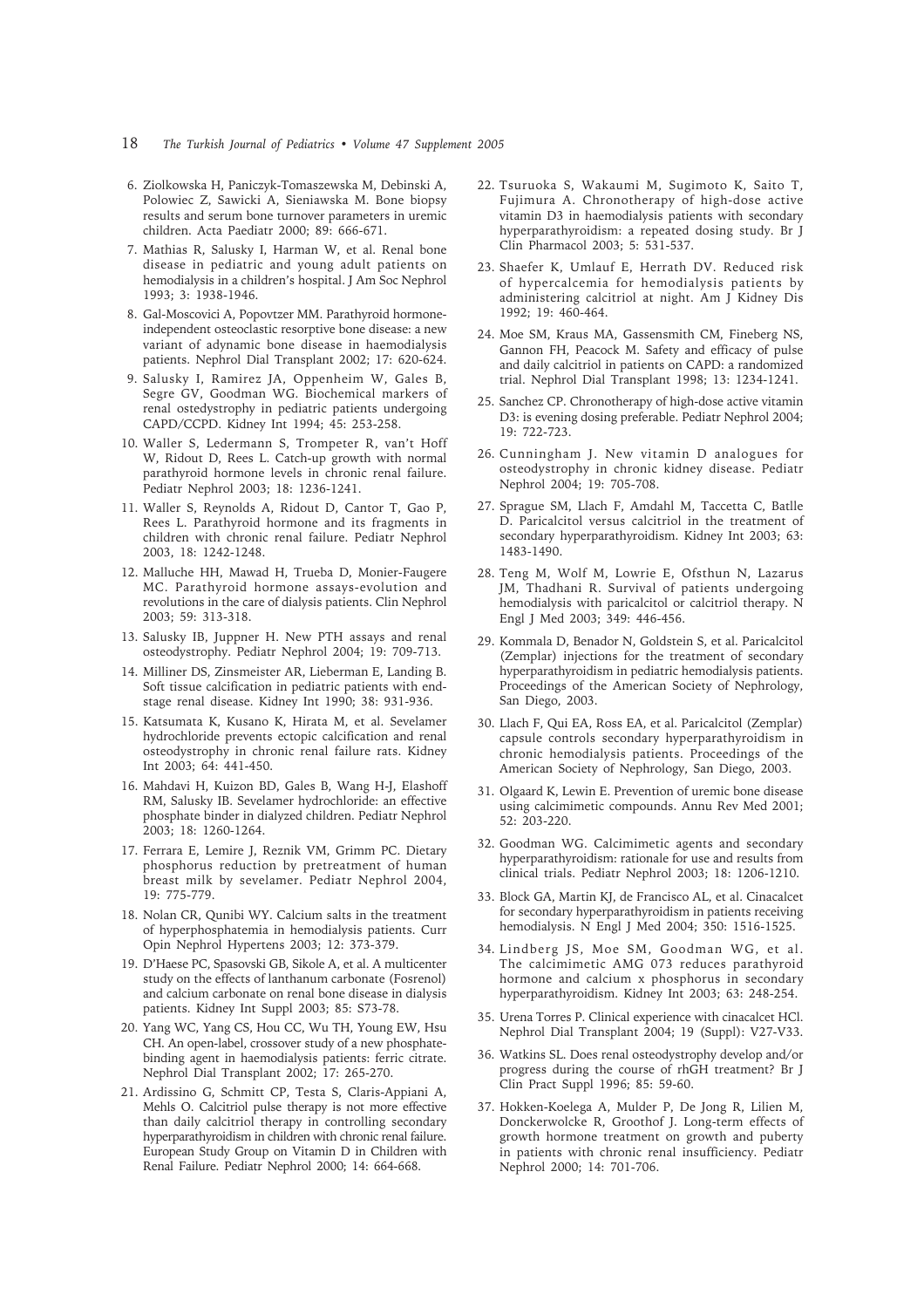6. Ziolkowska H, Paniczyk-Tomaszewska M, Debinski A, Polowiec Z, Sawicki A, Sieniawska M. Bone biopsy results and serum bone turnover parameters in uremic children. Acta Paediatr 2000; 89: 666-671.
7. Mathias R, Salusky I, Harman W, et al. Renal bone disease in pediatric and young adult patients on hemodialysis in a children's hospital. J Am Soc Nephrol 1993; 3: 1938-1946.
8. Gal-Moscovici A, Popovtzer MM. Parathyroid hormone-independent osteoclastic resorptive bone disease: a new variant of adynamic bone disease in haemodialysis patients. Nephrol Dial Transplant 2002; 17: 620-624.
9. Salusky I, Ramirez JA, Oppenheim W, Gales B, Segre GV, Goodman WG. Biochemical markers of renal ostedystrophy in pediatric patients undergoing CAPD/CCPD. Kidney Int 1994; 45: 253-258.
10. Waller S, Ledermann S, Trompeter R, van't Hoff W, Ridout D, Rees L. Catch-up growth with normal parathyroid hormone levels in chronic renal failure. Pediatr Nephrol 2003; 18: 1236-1241.
11. Waller S, Reynolds A, Ridout D, Cantor T, Gao P, Rees L. Parathyroid hormone and its fragments in children with chronic renal failure. Pediatr Nephrol 2003, 18: 1242-1248.
12. Malluche HH, Mawad H, Trueba D, Monier-Faugere MC. Parathyroid hormone assays-evolution and revolutions in the care of dialysis patients. Clin Nephrol 2003; 59: 313-318.
13. Salusky IB, Juppner H. New PTH assays and renal osteodystrophy. Pediatr Nephrol 2004; 19: 709-713.
14. Milliner DS, Zinsmeister AR, Lieberman E, Landing B. Soft tissue calcification in pediatric patients with end-stage renal disease. Kidney Int 1990; 38: 931-936.
15. Katsumata K, Kusano K, Hirata M, et al. Sevelamer hydrochloride prevents ectopic calcification and renal osteodystrophy in chronic renal failure rats. Kidney Int 2003; 64: 441-450.
16. Mahdavi H, Kuizon BD, Gales B, Wang H-J, Elashoff RM, Salusky IB. Sevelamer hydrochloride: an effective phosphate binder in dialyzed children. Pediatr Nephrol 2003; 18: 1260-1264.
17. Ferrara E, Lemire J, Reznik VM, Grimm PC. Dietary phosphorus reduction by pretreatment of human breast milk by sevelamer. Pediatr Nephrol 2004, 19: 775-779.
18. Nolan CR, Qunibi WY. Calcium salts in the treatment of hyperphosphatemia in hemodialysis patients. Curr Opin Nephrol Hypertens 2003; 12: 373-379.
19. D'Haese PC, Spasovski GB, Sikole A, et al. A multicenter study on the effects of lanthanum carbonate (Fosrenol) and calcium carbonate on renal bone disease in dialysis patients. Kidney Int Suppl 2003; 85: S73-78.
20. Yang WC, Yang CS, Hou CC, Wu TH, Young EW, Hsu CH. An open-label, crossover study of a new phosphate-binding agent in haemodialysis patients: ferric citrate. Nephrol Dial Transplant 2002; 17: 265-270.
21. Ardissino G, Schmitt CP, Testa S, Claris-Appiani A, Mehls O. Calcitriol pulse therapy is not more effective than daily calcitriol therapy in controlling secondary hyperparathyroidism in children with chronic renal failure. European Study Group on Vitamin D in Children with Renal Failure. Pediatr Nephrol 2000; 14: 664-668.
22. Tsuruoka S, Wakaumi M, Sugimoto K, Saito T, Fujimura A. Chronotherapy of high-dose active vitamin D3 in haemodialysis patients with secondary hyperparathyroidism: a repeated dosing study. Br J Clin Pharmacol 2003; 5: 531-537.
23. Shaefer K, Umlauf E, Herrath DV. Reduced risk of hypercalcemia for hemodialysis patients by administering calcitriol at night. Am J Kidney Dis 1992; 19: 460-464.
24. Moe SM, Kraus MA, Gassensmith CM, Fineberg NS, Gannon FH, Peacock M. Safety and efficacy of pulse and daily calcitriol in patients on CAPD: a randomized trial. Nephrol Dial Transplant 1998; 13: 1234-1241.
25. Sanchez CP. Chronotherapy of high-dose active vitamin D3: is evening dosing preferable. Pediatr Nephrol 2004; 19: 722-723.
26. Cunningham J. New vitamin D analogues for osteodystrophy in chronic kidney disease. Pediatr Nephrol 2004; 19: 705-708.
27. Sprague SM, Llach F, Amdahl M, Taccetta C, Batlle D. Paricalcitol versus calcitriol in the treatment of secondary hyperparathyroidism. Kidney Int 2003; 63: 1483-1490.
28. Teng M, Wolf M, Lowrie E, Ofsthun N, Lazarus JM, Thadhani R. Survival of patients undergoing hemodialysis with paricalcitol or calcitriol therapy. N Engl J Med 2003; 349: 446-456.
29. Kommala D, Benador N, Goldstein S, et al. Paricalcitol (Zemplar) injections for the treatment of secondary hyperparathyroidism in pediatric hemodialysis patients. Proceedings of the American Society of Nephrology, San Diego, 2003.
30. Llach F, Qui EA, Ross EA, et al. Paricalcitol (Zemplar) capsule controls secondary hyperparathyroidism in chronic hemodialysis patients. Proceedings of the American Society of Nephrology, San Diego, 2003.
31. Olgaard K, Lewin E. Prevention of uremic bone disease using calcimimetic compounds. Annu Rev Med 2001; 52: 203-220.
32. Goodman WG. Calcimimetic agents and secondary hyperparathyroidism: rationale for use and results from clinical trials. Pediatr Nephrol 2003; 18: 1206-1210.
33. Block GA, Martin KJ, de Francisco AL, et al. Cinacalcet for secondary hyperparathyroidism in patients receiving hemodialysis. N Engl J Med 2004; 350: 1516-1525.
34. Lindberg JS, Moe SM, Goodman WG, et al. The calcimimetic AMG 073 reduces parathyroid hormone and calcium x phosphorus in secondary hyperparathyroidism. Kidney Int 2003; 63: 248-254.
35. Urena Torres P. Clinical experience with cinacalcet HCl. Nephrol Dial Transplant 2004; 19 (Suppl): V27-V33.
36. Watkins SL. Does renal osteodystrophy develop and/or progress during the course of rhGH treatment? Br J Clin Pract Suppl 1996; 85: 59-60.
37. Hokken-Koelega A, Mulder P, De Jong R, Lilien M, Donckerwolcke R, Groothof J. Long-term effects of growth hormone treatment on growth and puberty in patients with chronic renal insufficiency. Pediatr Nephrol 2000; 14: 701-706.